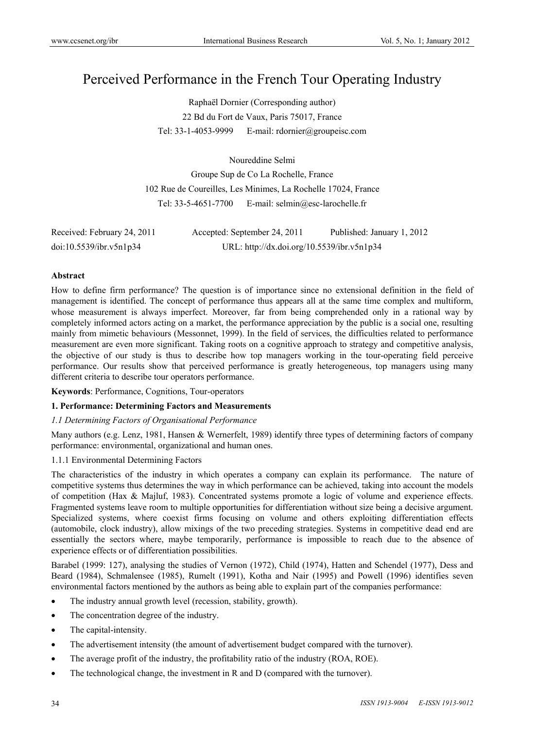# Perceived Performance in the French Tour Operating Industry

Raphaël Dornier (Corresponding author)

22 Bd du Fort de Vaux, Paris 75017, France

Tel: 33-1-4053-9999 E-mail: rdornier@groupeisc.com

Noureddine Selmi

Groupe Sup de Co La Rochelle, France

102 Rue de Coureilles, Les Minimes, La Rochelle 17024, France

Tel: 33-5-4651-7700 E-mail: selmin@esc-larochelle.fr

Received: February 24, 2011 Accepted: September 24, 2011 Published: January 1, 2012

doi:10.5539/ibr.v5n1p34 URL: http://dx.doi.org/10.5539/ibr.v5n1p34

**Abstract**

How to define firm performance? The question is of importance since no extensional definition in the field of management is identified. The concept of performance thus appears all at the same time complex and multiform, whose measurement is always imperfect. Moreover, far from being comprehended only in a rational way by completely informed actors acting on a market, the performance appreciation by the public is a social one, resulting mainly from mimetic behaviours (Messonnet, 1999). In the field of services, the difficulties related to performance measurement are even more significant. Taking roots on a cognitive approach to strategy and competitive analysis, the objective of our study is thus to describe how top managers working in the tour-operating field perceive performance. Our results show that perceived performance is greatly heterogeneous, top managers using many different criteria to describe tour operators performance.

**Keywords**: Performance, Cognitions, Tour-operators

## 1. Performance: Determining Factors and Measurements

### *1.1 Determining Factors of Organisational Performance*

Many authors (e.g. Lenz, 1981, Hansen & Wernerfelt, 1989) identify three types of determining factors of company performance: environmental, organizational and human ones.

#### 1.1.1 Environmental Determining Factors

The characteristics of the industry in which operates a company can explain its performance. The nature of competitive systems thus determines the way in which performance can be achieved, taking into account the models of competition (Hax & Majluf, 1983). Concentrated systems promote a logic of volume and experience effects. Fragmented systems leave room to multiple opportunities for differentiation without size being a decisive argument. Specialized systems, where coexist firms focusing on volume and others exploiting differentiation effects (automobile, clock industry), allow mixings of the two preceding strategies. Systems in competitive dead end are essentially the sectors where, maybe temporarily, performance is impossible to reach due to the absence of experience effects or of differentiation possibilities.

Barabel (1999: 127), analysing the studies of Vernon (1972), Child (1974), Hatten and Schendel (1977), Dess and Beard (1984), Schmalensee (1985), Rumelt (1991), Kotha and Nair (1995) and Powell (1996) identifies seven environmental factors mentioned by the authors as being able to explain part of the companies performance:

- The industry annual growth level (recession, stability, growth).
- The concentration degree of the industry.
- The capital-intensity.
- The advertisement intensity (the amount of advertisement budget compared with the turnover).
- The average profit of the industry, the profitability ratio of the industry (ROA, ROE).
- The technological change, the investment in R and D (compared with the turnover).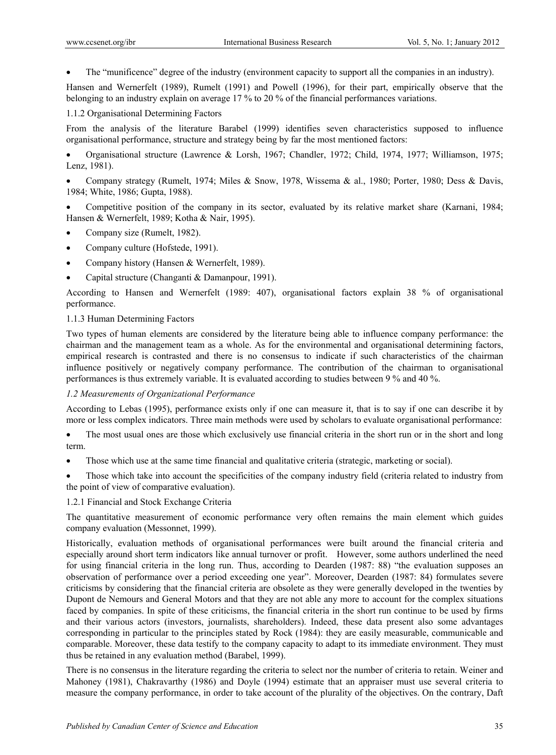- The "munificence" degree of the industry (environment capacity to support all the companies in an industry).

Hansen and Wernerfelt (1989), Rumelt (1991) and Powell (1996), for their part, empirically observe that the belonging to an industry explain on average 17 % to 20 % of the financial performances variations.

#### 1.1.2 Organisational Determining Factors

From the analysis of the literature Barabel (1999) identifies seven characteristics supposed to influence organisational performance, structure and strategy being by far the most mentioned factors:

- Organisational structure (Lawrence & Lorsh, 1967; Chandler, 1972; Child, 1974, 1977; Williamson, 1975; Lenz, 1981).
- Company strategy (Rumelt, 1974; Miles & Snow, 1978, Wissema & al., 1980; Porter, 1980; Dess & Davis, 1984; White, 1986; Gupta, 1988).
- Competitive position of the company in its sector, evaluated by its relative market share (Karnani, 1984; Hansen & Wernerfelt, 1989; Kotha & Nair, 1995).
- Company size (Rumelt, 1982).
- Company culture (Hofstede, 1991).
- Company history (Hansen & Wernerfelt, 1989).
- Capital structure (Changanti & Damanpour, 1991).

According to Hansen and Wernerfelt (1989: 407), organisational factors explain 38 % of organisational performance.

#### 1.1.3 Human Determining Factors

Two types of human elements are considered by the literature being able to influence company performance: the chairman and the management team as a whole. As for the environmental and organisational determining factors, empirical research is contrasted and there is no consensus to indicate if such characteristics of the chairman influence positively or negatively company performance. The contribution of the chairman to organisational performances is thus extremely variable. It is evaluated according to studies between 9 % and 40 %.

### *1.2 Measurements of Organizational Performance*

According to Lebas (1995), performance exists only if one can measure it, that is to say if one can describe it by more or less complex indicators. Three main methods were used by scholars to evaluate organisational performance:

- The most usual ones are those which exclusively use financial criteria in the short run or in the short and long term.
- Those which use at the same time financial and qualitative criteria (strategic, marketing or social).
- Those which take into account the specificities of the company industry field (criteria related to industry from the point of view of comparative evaluation).

#### 1.2.1 Financial and Stock Exchange Criteria

The quantitative measurement of economic performance very often remains the main element which guides company evaluation (Messonnet, 1999).

Historically, evaluation methods of organisational performances were built around the financial criteria and especially around short term indicators like annual turnover or profit. However, some authors underlined the need for using financial criteria in the long run. Thus, according to Dearden (1987: 88) "the evaluation supposes an observation of performance over a period exceeding one year". Moreover, Dearden (1987: 84) formulates severe criticisms by considering that the financial criteria are obsolete as they were generally developed in the twenties by Dupont de Nemours and General Motors and that they are not able any more to account for the complex situations faced by companies. In spite of these criticisms, the financial criteria in the short run continue to be used by firms and their various actors (investors, journalists, shareholders). Indeed, these data present also some advantages corresponding in particular to the principles stated by Rock (1984): they are easily measurable, communicable and comparable. Moreover, these data testify to the company capacity to adapt to its immediate environment. They must thus be retained in any evaluation method (Barabel, 1999).

There is no consensus in the literature regarding the criteria to select nor the number of criteria to retain. Weiner and Mahoney (1981), Chakravarthy (1986) and Doyle (1994) estimate that an appraiser must use several criteria to measure the company performance, in order to take account of the plurality of the objectives. On the contrary, Daft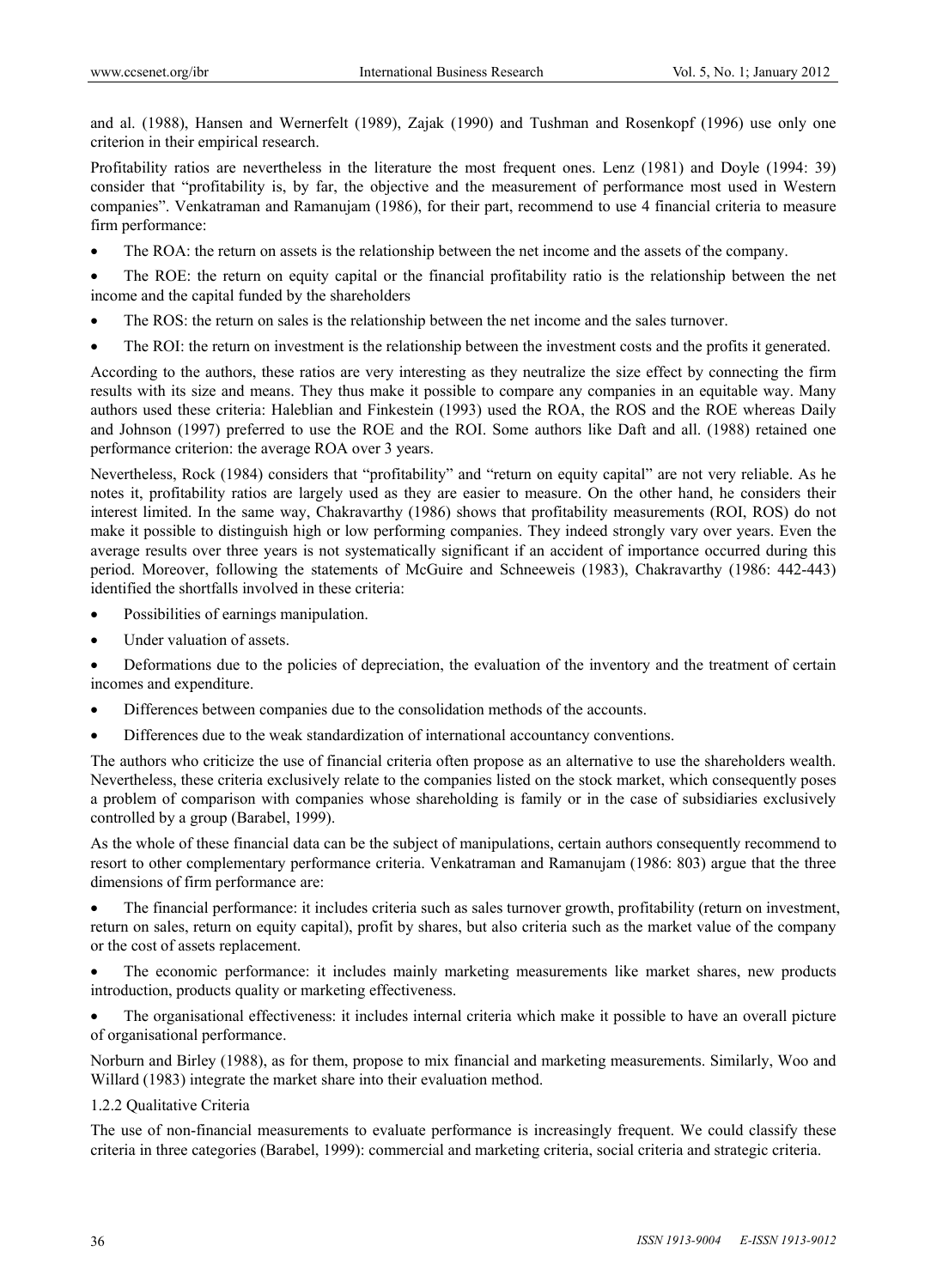and al. (1988), Hansen and Wernerfelt (1989), Zajak (1990) and Tushman and Rosenkopf (1996) use only one criterion in their empirical research.

Profitability ratios are nevertheless in the literature the most frequent ones. Lenz (1981) and Doyle (1994: 39) consider that "profitability is, by far, the objective and the measurement of performance most used in Western companies". Venkatraman and Ramanujam (1986), for their part, recommend to use 4 financial criteria to measure firm performance:

- The ROA: the return on assets is the relationship between the net income and the assets of the company.
- The ROE: the return on equity capital or the financial profitability ratio is the relationship between the net income and the capital funded by the shareholders
- The ROS: the return on sales is the relationship between the net income and the sales turnover.
- The ROI: the return on investment is the relationship between the investment costs and the profits it generated.

According to the authors, these ratios are very interesting as they neutralize the size effect by connecting the firm results with its size and means. They thus make it possible to compare any companies in an equitable way. Many authors used these criteria: Haleblian and Finkestein (1993) used the ROA, the ROS and the ROE whereas Daily and Johnson (1997) preferred to use the ROE and the ROI. Some authors like Daft and all. (1988) retained one performance criterion: the average ROA over 3 years.

Nevertheless, Rock (1984) considers that "profitability" and "return on equity capital" are not very reliable. As he notes it, profitability ratios are largely used as they are easier to measure. On the other hand, he considers their interest limited. In the same way, Chakravarthy (1986) shows that profitability measurements (ROI, ROS) do not make it possible to distinguish high or low performing companies. They indeed strongly vary over years. Even the average results over three years is not systematically significant if an accident of importance occurred during this period. Moreover, following the statements of McGuire and Schneeweis (1983), Chakravarthy (1986: 442-443) identified the shortfalls involved in these criteria:

- Possibilities of earnings manipulation.
- Under valuation of assets.
- Deformations due to the policies of depreciation, the evaluation of the inventory and the treatment of certain incomes and expenditure.
- Differences between companies due to the consolidation methods of the accounts.
- Differences due to the weak standardization of international accountancy conventions.

The authors who criticize the use of financial criteria often propose as an alternative to use the shareholders wealth. Nevertheless, these criteria exclusively relate to the companies listed on the stock market, which consequently poses a problem of comparison with companies whose shareholding is family or in the case of subsidiaries exclusively controlled by a group (Barabel, 1999).

As the whole of these financial data can be the subject of manipulations, certain authors consequently recommend to resort to other complementary performance criteria. Venkatraman and Ramanujam (1986: 803) argue that the three dimensions of firm performance are:

- The financial performance: it includes criteria such as sales turnover growth, profitability (return on investment, return on sales, return on equity capital), profit by shares, but also criteria such as the market value of the company or the cost of assets replacement.
- The economic performance: it includes mainly marketing measurements like market shares, new products introduction, products quality or marketing effectiveness.
- The organisational effectiveness: it includes internal criteria which make it possible to have an overall picture of organisational performance.

Norburn and Birley (1988), as for them, propose to mix financial and marketing measurements. Similarly, Woo and Willard (1983) integrate the market share into their evaluation method.

#### 1.2.2 Qualitative Criteria

The use of non-financial measurements to evaluate performance is increasingly frequent. We could classify these criteria in three categories (Barabel, 1999): commercial and marketing criteria, social criteria and strategic criteria.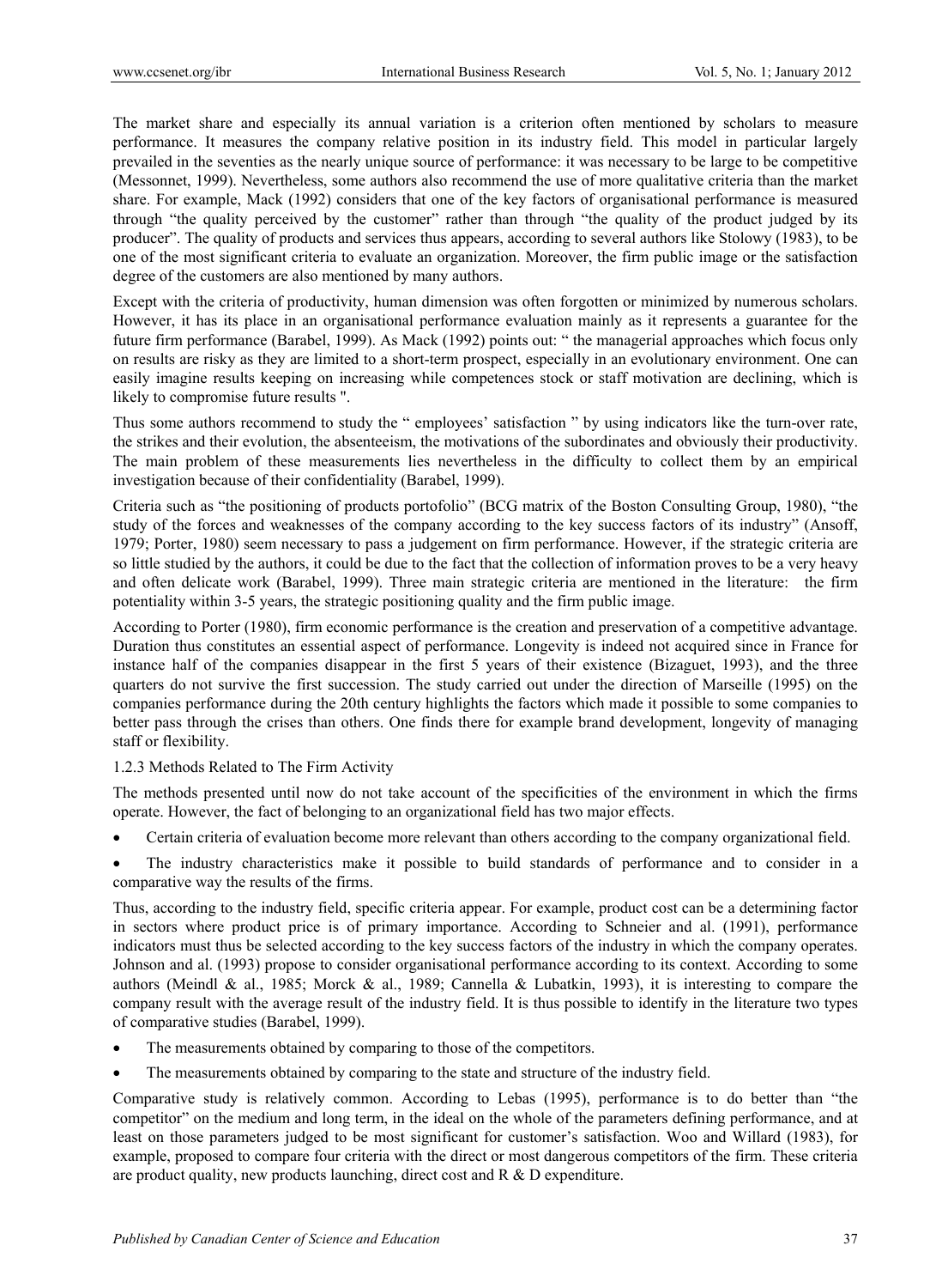The market share and especially its annual variation is a criterion often mentioned by scholars to measure performance. It measures the company relative position in its industry field. This model in particular largely prevailed in the seventies as the nearly unique source of performance: it was necessary to be large to be competitive (Messonnet, 1999). Nevertheless, some authors also recommend the use of more qualitative criteria than the market share. For example, Mack (1992) considers that one of the key factors of organisational performance is measured through "the quality perceived by the customer" rather than through "the quality of the product judged by its producer". The quality of products and services thus appears, according to several authors like Stolowy (1983), to be one of the most significant criteria to evaluate an organization. Moreover, the firm public image or the satisfaction degree of the customers are also mentioned by many authors.

Except with the criteria of productivity, human dimension was often forgotten or minimized by numerous scholars. However, it has its place in an organisational performance evaluation mainly as it represents a guarantee for the future firm performance (Barabel, 1999). As Mack (1992) points out: " the managerial approaches which focus only on results are risky as they are limited to a short-term prospect, especially in an evolutionary environment. One can easily imagine results keeping on increasing while competences stock or staff motivation are declining, which is likely to compromise future results ".

Thus some authors recommend to study the " employees' satisfaction " by using indicators like the turn-over rate, the strikes and their evolution, the absenteeism, the motivations of the subordinates and obviously their productivity. The main problem of these measurements lies nevertheless in the difficulty to collect them by an empirical investigation because of their confidentiality (Barabel, 1999).

Criteria such as "the positioning of products portofolio" (BCG matrix of the Boston Consulting Group, 1980), "the study of the forces and weaknesses of the company according to the key success factors of its industry" (Ansoff, 1979; Porter, 1980) seem necessary to pass a judgement on firm performance. However, if the strategic criteria are so little studied by the authors, it could be due to the fact that the collection of information proves to be a very heavy and often delicate work (Barabel, 1999). Three main strategic criteria are mentioned in the literature: the firm potentiality within 3-5 years, the strategic positioning quality and the firm public image.

According to Porter (1980), firm economic performance is the creation and preservation of a competitive advantage. Duration thus constitutes an essential aspect of performance. Longevity is indeed not acquired since in France for instance half of the companies disappear in the first 5 years of their existence (Bizaguet, 1993), and the three quarters do not survive the first succession. The study carried out under the direction of Marseille (1995) on the companies performance during the 20th century highlights the factors which made it possible to some companies to better pass through the crises than others. One finds there for example brand development, longevity of managing staff or flexibility.

### 1.2.3 Methods Related to The Firm Activity

The methods presented until now do not take account of the specificities of the environment in which the firms operate. However, the fact of belonging to an organizational field has two major effects.

- Certain criteria of evaluation become more relevant than others according to the company organizational field.
- The industry characteristics make it possible to build standards of performance and to consider in a comparative way the results of the firms.

Thus, according to the industry field, specific criteria appear. For example, product cost can be a determining factor in sectors where product price is of primary importance. According to Schneier and al. (1991), performance indicators must thus be selected according to the key success factors of the industry in which the company operates. Johnson and al. (1993) propose to consider organisational performance according to its context. According to some authors (Meindl & al., 1985; Morck & al., 1989; Cannella & Lubatkin, 1993), it is interesting to compare the company result with the average result of the industry field. It is thus possible to identify in the literature two types of comparative studies (Barabel, 1999).

- The measurements obtained by comparing to those of the competitors.
- The measurements obtained by comparing to the state and structure of the industry field.

Comparative study is relatively common. According to Lebas (1995), performance is to do better than "the competitor" on the medium and long term, in the ideal on the whole of the parameters defining performance, and at least on those parameters judged to be most significant for customer's satisfaction. Woo and Willard (1983), for example, proposed to compare four criteria with the direct or most dangerous competitors of the firm. These criteria are product quality, new products launching, direct cost and R & D expenditure.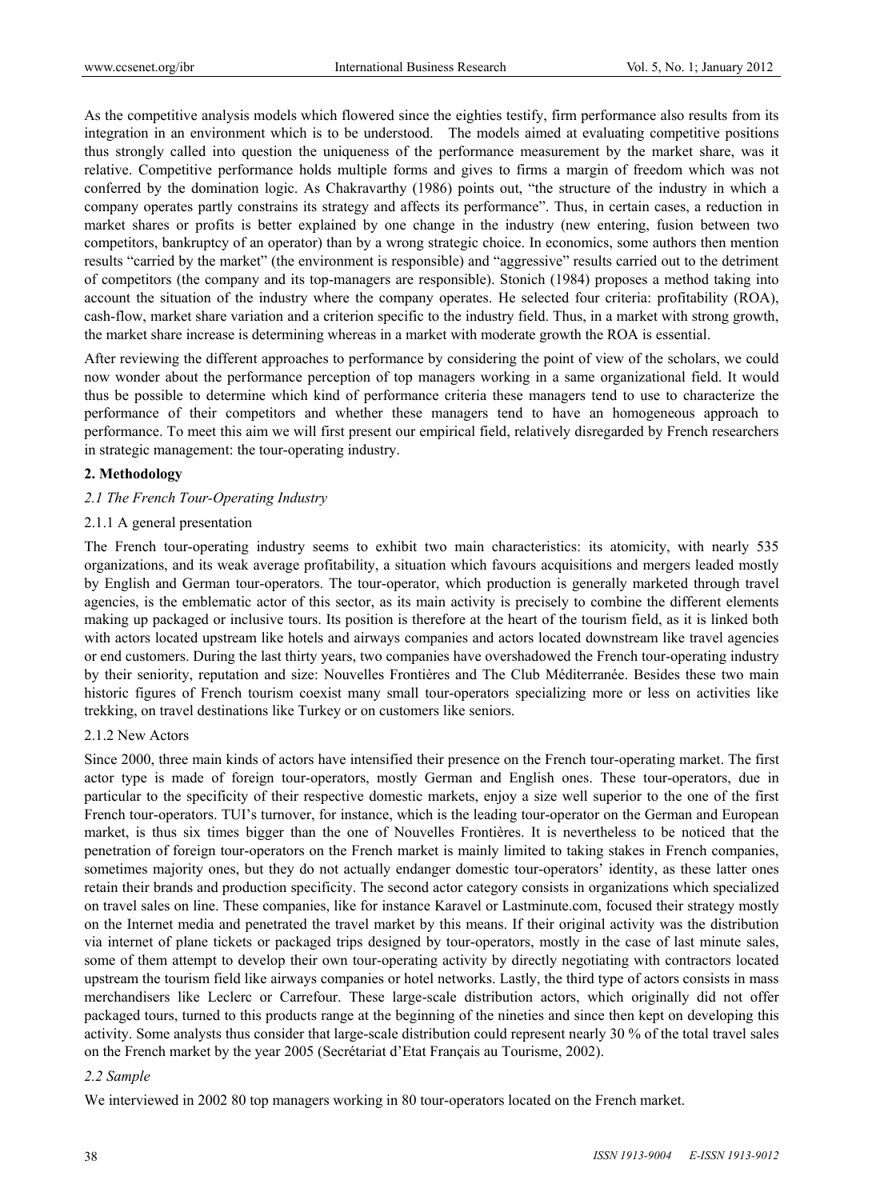As the competitive analysis models which flowered since the eighties testify, firm performance also results from its integration in an environment which is to be understood. The models aimed at evaluating competitive positions thus strongly called into question the uniqueness of the performance measurement by the market share, was it relative. Competitive performance holds multiple forms and gives to firms a margin of freedom which was not conferred by the domination logic. As Chakravarthy (1986) points out, "the structure of the industry in which a company operates partly constrains its strategy and affects its performance". Thus, in certain cases, a reduction in market shares or profits is better explained by one change in the industry (new entering, fusion between two competitors, bankruptcy of an operator) than by a wrong strategic choice. In economics, some authors then mention results "carried by the market" (the environment is responsible) and "aggressive" results carried out to the detriment of competitors (the company and its top-managers are responsible). Stonich (1984) proposes a method taking into account the situation of the industry where the company operates. He selected four criteria: profitability (ROA), cash-flow, market share variation and a criterion specific to the industry field. Thus, in a market with strong growth, the market share increase is determining whereas in a market with moderate growth the ROA is essential.

After reviewing the different approaches to performance by considering the point of view of the scholars, we could now wonder about the performance perception of top managers working in a same organizational field. It would thus be possible to determine which kind of performance criteria these managers tend to use to characterize the performance of their competitors and whether these managers tend to have an homogeneous approach to performance. To meet this aim we will first present our empirical field, relatively disregarded by French researchers in strategic management: the tour-operating industry.

## 2. Methodology

### *2.1 The French Tour-Operating Industry*

#### 2.1.1 A general presentation

The French tour-operating industry seems to exhibit two main characteristics: its atomicity, with nearly 535 organizations, and its weak average profitability, a situation which favours acquisitions and mergers leaded mostly by English and German tour-operators. The tour-operator, which production is generally marketed through travel agencies, is the emblematic actor of this sector, as its main activity is precisely to combine the different elements making up packaged or inclusive tours. Its position is therefore at the heart of the tourism field, as it is linked both with actors located upstream like hotels and airways companies and actors located downstream like travel agencies or end customers. During the last thirty years, two companies have overshadowed the French tour-operating industry by their seniority, reputation and size: Nouvelles Frontières and The Club Méditerranée. Besides these two main historic figures of French tourism coexist many small tour-operators specializing more or less on activities like trekking, on travel destinations like Turkey or on customers like seniors.

#### 2.1.2 New Actors

Since 2000, three main kinds of actors have intensified their presence on the French tour-operating market. The first actor type is made of foreign tour-operators, mostly German and English ones. These tour-operators, due in particular to the specificity of their respective domestic markets, enjoy a size well superior to the one of the first French tour-operators. TUI's turnover, for instance, which is the leading tour-operator on the German and European market, is thus six times bigger than the one of Nouvelles Frontières. It is nevertheless to be noticed that the penetration of foreign tour-operators on the French market is mainly limited to taking stakes in French companies, sometimes majority ones, but they do not actually endanger domestic tour-operators' identity, as these latter ones retain their brands and production specificity. The second actor category consists in organizations which specialized on travel sales on line. These companies, like for instance Karavel or Lastminute.com, focused their strategy mostly on the Internet media and penetrated the travel market by this means. If their original activity was the distribution via internet of plane tickets or packaged trips designed by tour-operators, mostly in the case of last minute sales, some of them attempt to develop their own tour-operating activity by directly negotiating with contractors located upstream the tourism field like airways companies or hotel networks. Lastly, the third type of actors consists in mass merchandisers like Leclerc or Carrefour. These large-scale distribution actors, which originally did not offer packaged tours, turned to this products range at the beginning of the nineties and since then kept on developing this activity. Some analysts thus consider that large-scale distribution could represent nearly 30 % of the total travel sales on the French market by the year 2005 (Secrétariat d'Etat Français au Tourisme, 2002).

### *2.2 Sample*

We interviewed in 2002 80 top managers working in 80 tour-operators located on the French market.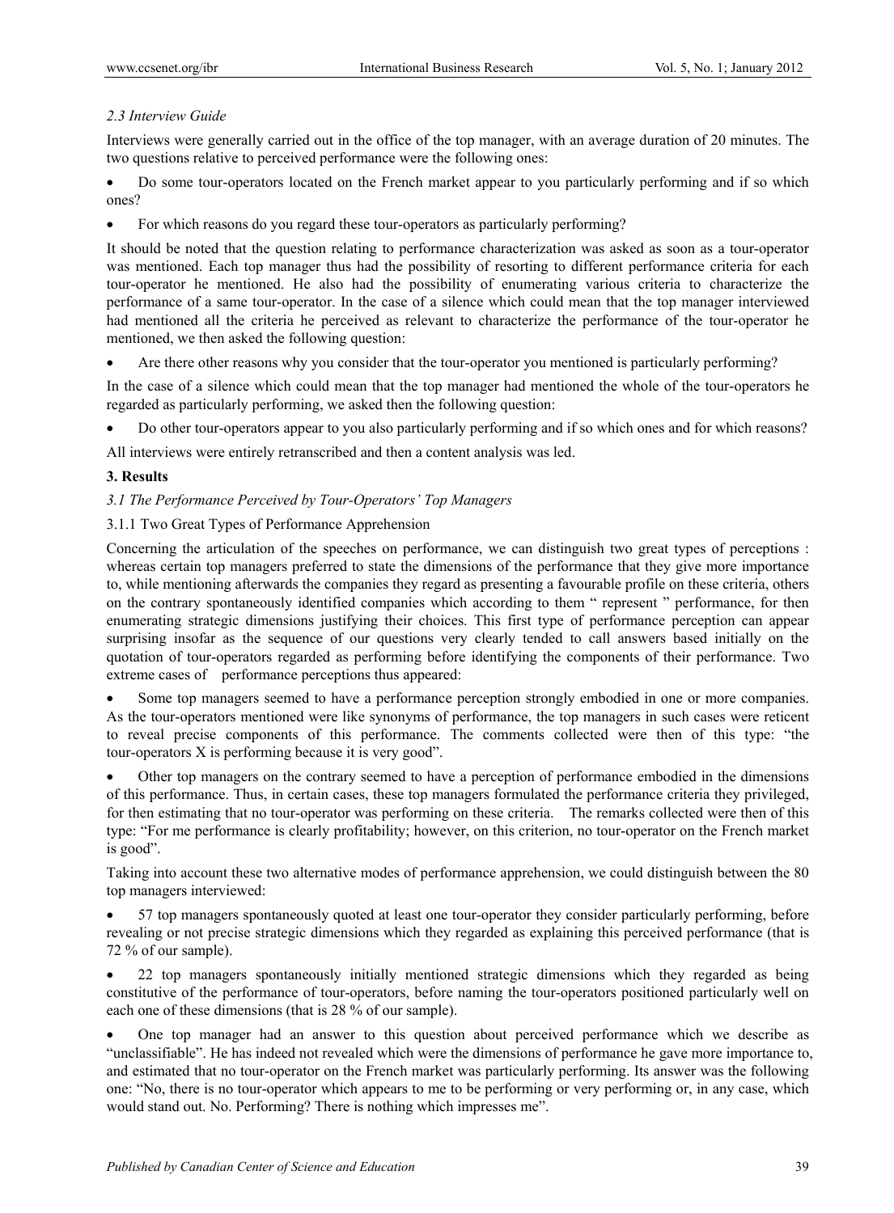### *2.3 Interview Guide*

Interviews were generally carried out in the office of the top manager, with an average duration of 20 minutes. The two questions relative to perceived performance were the following ones:

- Do some tour-operators located on the French market appear to you particularly performing and if so which ones?
- For which reasons do you regard these tour-operators as particularly performing?

It should be noted that the question relating to performance characterization was asked as soon as a tour-operator was mentioned. Each top manager thus had the possibility of resorting to different performance criteria for each tour-operator he mentioned. He also had the possibility of enumerating various criteria to characterize the performance of a same tour-operator. In the case of a silence which could mean that the top manager interviewed had mentioned all the criteria he perceived as relevant to characterize the performance of the tour-operator he mentioned, we then asked the following question:

- Are there other reasons why you consider that the tour-operator you mentioned is particularly performing?

In the case of a silence which could mean that the top manager had mentioned the whole of the tour-operators he regarded as particularly performing, we asked then the following question:

- Do other tour-operators appear to you also particularly performing and if so which ones and for which reasons?

All interviews were entirely retranscribed and then a content analysis was led.

## **3. Results**

### *3.1 The Performance Perceived by Tour-Operators' Top Managers*

#### 3.1.1 Two Great Types of Performance Apprehension

Concerning the articulation of the speeches on performance, we can distinguish two great types of perceptions : whereas certain top managers preferred to state the dimensions of the performance that they give more importance to, while mentioning afterwards the companies they regard as presenting a favourable profile on these criteria, others on the contrary spontaneously identified companies which according to them " represent " performance, for then enumerating strategic dimensions justifying their choices. This first type of performance perception can appear surprising insofar as the sequence of our questions very clearly tended to call answers based initially on the quotation of tour-operators regarded as performing before identifying the components of their performance. Two extreme cases of performance perceptions thus appeared:

- Some top managers seemed to have a performance perception strongly embodied in one or more companies. As the tour-operators mentioned were like synonyms of performance, the top managers in such cases were reticent to reveal precise components of this performance. The comments collected were then of this type: "the tour-operators X is performing because it is very good".
- Other top managers on the contrary seemed to have a perception of performance embodied in the dimensions of this performance. Thus, in certain cases, these top managers formulated the performance criteria they privileged, for then estimating that no tour-operator was performing on these criteria. The remarks collected were then of this type: "For me performance is clearly profitability; however, on this criterion, no tour-operator on the French market is good".

Taking into account these two alternative modes of performance apprehension, we could distinguish between the 80 top managers interviewed:

- 57 top managers spontaneously quoted at least one tour-operator they consider particularly performing, before revealing or not precise strategic dimensions which they regarded as explaining this perceived performance (that is 72 % of our sample).
- 22 top managers spontaneously initially mentioned strategic dimensions which they regarded as being constitutive of the performance of tour-operators, before naming the tour-operators positioned particularly well on each one of these dimensions (that is 28 % of our sample).
- One top manager had an answer to this question about perceived performance which we describe as "unclassifiable". He has indeed not revealed which were the dimensions of performance he gave more importance to, and estimated that no tour-operator on the French market was particularly performing. Its answer was the following one: "No, there is no tour-operator which appears to me to be performing or very performing or, in any case, which would stand out. No. Performing? There is nothing which impresses me".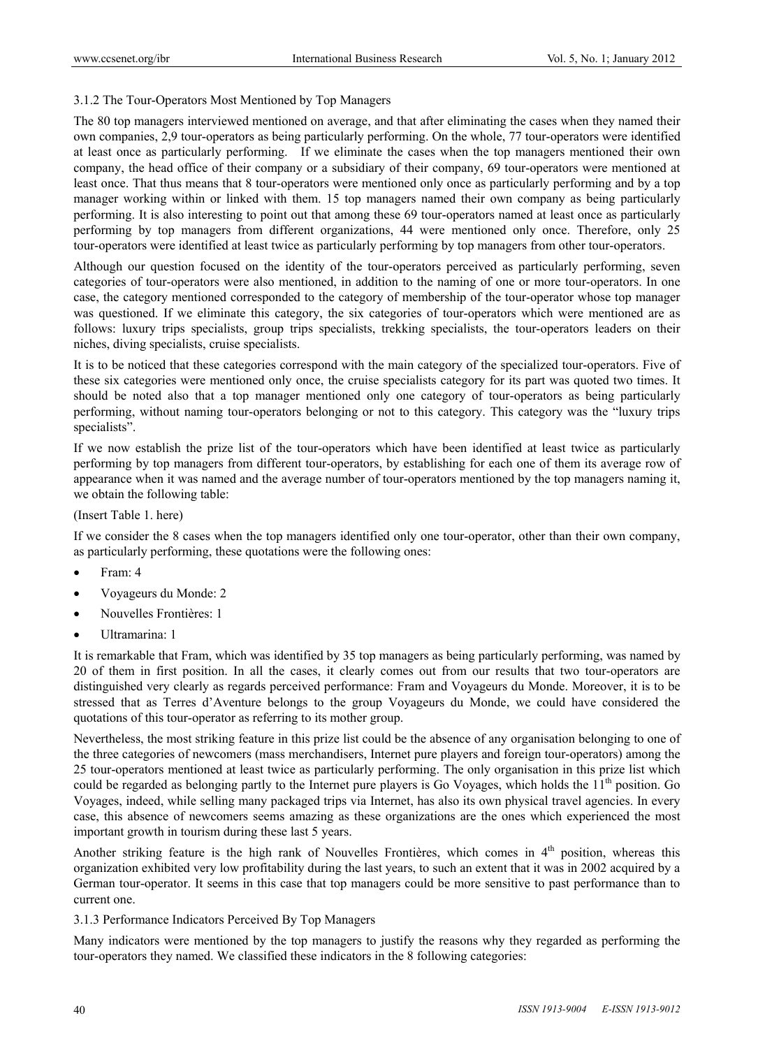### 3.1.2 The Tour-Operators Most Mentioned by Top Managers

The 80 top managers interviewed mentioned on average, and that after eliminating the cases when they named their own companies, 2,9 tour-operators as being particularly performing. On the whole, 77 tour-operators were identified at least once as particularly performing. If we eliminate the cases when the top managers mentioned their own company, the head office of their company or a subsidiary of their company, 69 tour-operators were mentioned at least once. That thus means that 8 tour-operators were mentioned only once as particularly performing and by a top manager working within or linked with them. 15 top managers named their own company as being particularly performing. It is also interesting to point out that among these 69 tour-operators named at least once as particularly performing by top managers from different organizations, 44 were mentioned only once. Therefore, only 25 tour-operators were identified at least twice as particularly performing by top managers from other tour-operators.

Although our question focused on the identity of the tour-operators perceived as particularly performing, seven categories of tour-operators were also mentioned, in addition to the naming of one or more tour-operators. In one case, the category mentioned corresponded to the category of membership of the tour-operator whose top manager was questioned. If we eliminate this category, the six categories of tour-operators which were mentioned are as follows: luxury trips specialists, group trips specialists, trekking specialists, the tour-operators leaders on their niches, diving specialists, cruise specialists.

It is to be noticed that these categories correspond with the main category of the specialized tour-operators. Five of these six categories were mentioned only once, the cruise specialists category for its part was quoted two times. It should be noted also that a top manager mentioned only one category of tour-operators as being particularly performing, without naming tour-operators belonging or not to this category. This category was the "luxury trips specialists".

If we now establish the prize list of the tour-operators which have been identified at least twice as particularly performing by top managers from different tour-operators, by establishing for each one of them its average row of appearance when it was named and the average number of tour-operators mentioned by the top managers naming it, we obtain the following table:

(Insert Table 1. here)

If we consider the 8 cases when the top managers identified only one tour-operator, other than their own company, as particularly performing, these quotations were the following ones:

- Fram: 4
- Voyageurs du Monde: 2
- Nouvelles Frontières: 1
- Ultramarina: 1

It is remarkable that Fram, which was identified by 35 top managers as being particularly performing, was named by 20 of them in first position. In all the cases, it clearly comes out from our results that two tour-operators are distinguished very clearly as regards perceived performance: Fram and Voyageurs du Monde. Moreover, it is to be stressed that as Terres d'Aventure belongs to the group Voyageurs du Monde, we could have considered the quotations of this tour-operator as referring to its mother group.

Nevertheless, the most striking feature in this prize list could be the absence of any organisation belonging to one of the three categories of newcomers (mass merchandisers, Internet pure players and foreign tour-operators) among the 25 tour-operators mentioned at least twice as particularly performing. The only organisation in this prize list which could be regarded as belonging partly to the Internet pure players is Go Voyages, which holds the 11th position. Go Voyages, indeed, while selling many packaged trips via Internet, has also its own physical travel agencies. In every case, this absence of newcomers seems amazing as these organizations are the ones which experienced the most important growth in tourism during these last 5 years.

Another striking feature is the high rank of Nouvelles Frontières, which comes in 4th position, whereas this organization exhibited very low profitability during the last years, to such an extent that it was in 2002 acquired by a German tour-operator. It seems in this case that top managers could be more sensitive to past performance than to current one.

### 3.1.3 Performance Indicators Perceived By Top Managers

Many indicators were mentioned by the top managers to justify the reasons why they regarded as performing the tour-operators they named. We classified these indicators in the 8 following categories: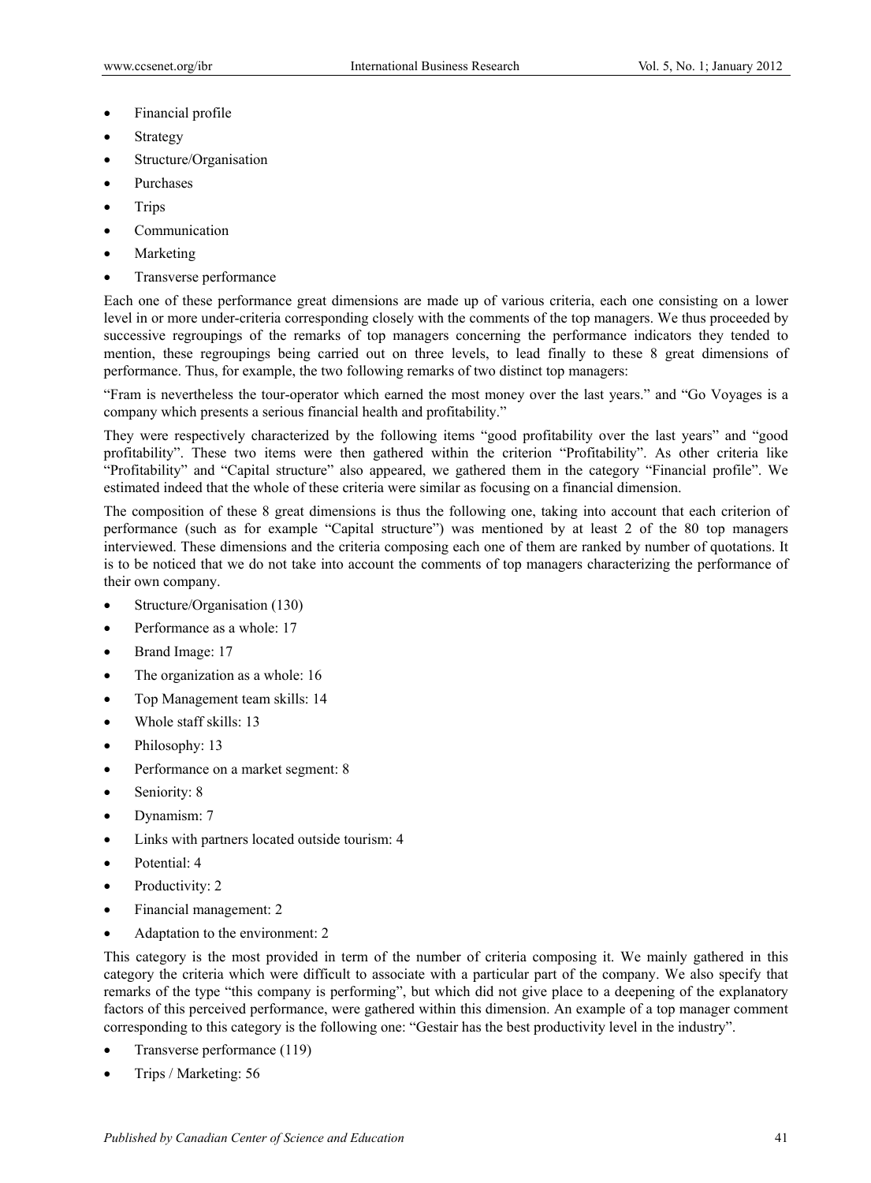- Financial profile
- Strategy
- Structure/Organisation
- Purchases
- Trips
- Communication
- Marketing
- Transverse performance

Each one of these performance great dimensions are made up of various criteria, each one consisting on a lower level in or more under-criteria corresponding closely with the comments of the top managers. We thus proceeded by successive regroupings of the remarks of top managers concerning the performance indicators they tended to mention, these regroupings being carried out on three levels, to lead finally to these 8 great dimensions of performance. Thus, for example, the two following remarks of two distinct top managers:

"Fram is nevertheless the tour-operator which earned the most money over the last years." and "Go Voyages is a company which presents a serious financial health and profitability."

They were respectively characterized by the following items "good profitability over the last years" and "good profitability". These two items were then gathered within the criterion "Profitability". As other criteria like "Profitability" and "Capital structure" also appeared, we gathered them in the category "Financial profile". We estimated indeed that the whole of these criteria were similar as focusing on a financial dimension.

The composition of these 8 great dimensions is thus the following one, taking into account that each criterion of performance (such as for example "Capital structure") was mentioned by at least 2 of the 80 top managers interviewed. These dimensions and the criteria composing each one of them are ranked by number of quotations. It is to be noticed that we do not take into account the comments of top managers characterizing the performance of their own company.

- Structure/Organisation (130)
- Performance as a whole: 17
- Brand Image: 17
- The organization as a whole: 16
- Top Management team skills: 14
- Whole staff skills: 13
- Philosophy: 13
- Performance on a market segment: 8
- Seniority: 8
- Dynamism: 7
- Links with partners located outside tourism: 4
- Potential: 4
- Productivity: 2
- Financial management: 2
- Adaptation to the environment: 2

This category is the most provided in term of the number of criteria composing it. We mainly gathered in this category the criteria which were difficult to associate with a particular part of the company. We also specify that remarks of the type "this company is performing", but which did not give place to a deepening of the explanatory factors of this perceived performance, were gathered within this dimension. An example of a top manager comment corresponding to this category is the following one: "Gestair has the best productivity level in the industry".

- Transverse performance (119)
- Trips / Marketing: 56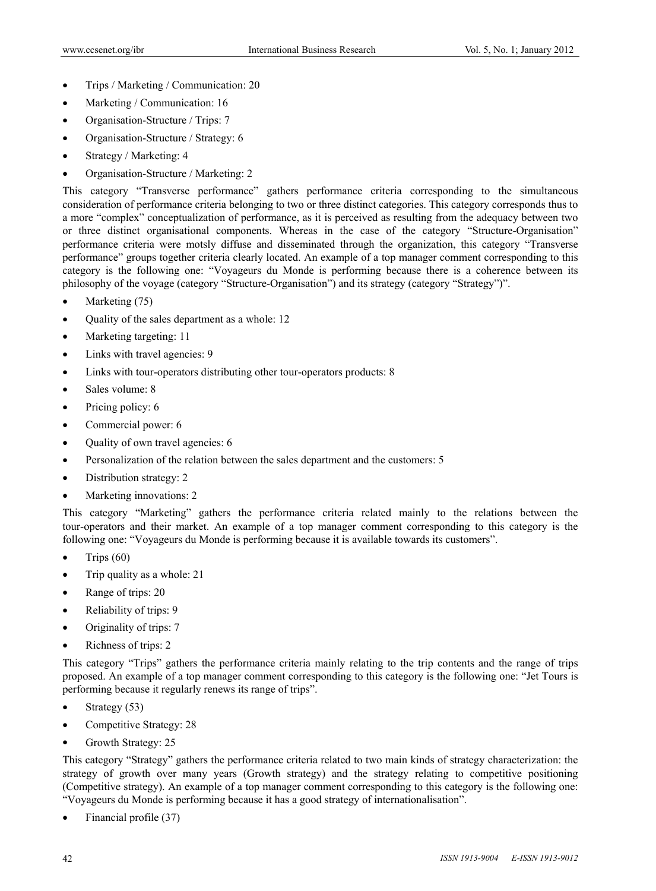- Trips / Marketing / Communication: 20
- Marketing / Communication: 16
- Organisation-Structure / Trips: 7
- Organisation-Structure / Strategy: 6
- Strategy / Marketing: 4
- Organisation-Structure / Marketing: 2

This category "Transverse performance" gathers performance criteria corresponding to the simultaneous consideration of performance criteria belonging to two or three distinct categories. This category corresponds thus to a more "complex" conceptualization of performance, as it is perceived as resulting from the adequacy between two or three distinct organisational components. Whereas in the case of the category "Structure-Organisation" performance criteria were motsly diffuse and disseminated through the organization, this category "Transverse performance" groups together criteria clearly located. An example of a top manager comment corresponding to this category is the following one: "Voyageurs du Monde is performing because there is a coherence between its philosophy of the voyage (category "Structure-Organisation") and its strategy (category "Strategy")".

- Marketing (75)
- Quality of the sales department as a whole: 12
- Marketing targeting: 11
- Links with travel agencies: 9
- Links with tour-operators distributing other tour-operators products: 8
- Sales volume: 8
- Pricing policy: 6
- Commercial power: 6
- Quality of own travel agencies: 6
- Personalization of the relation between the sales department and the customers: 5
- Distribution strategy: 2
- Marketing innovations: 2

This category "Marketing" gathers the performance criteria related mainly to the relations between the tour-operators and their market. An example of a top manager comment corresponding to this category is the following one: "Voyageurs du Monde is performing because it is available towards its customers".

- Trips (60)
- Trip quality as a whole: 21
- Range of trips: 20
- Reliability of trips: 9
- Originality of trips: 7
- Richness of trips: 2

This category "Trips" gathers the performance criteria mainly relating to the trip contents and the range of trips proposed. An example of a top manager comment corresponding to this category is the following one: "Jet Tours is performing because it regularly renews its range of trips".

- Strategy (53)
- Competitive Strategy: 28
- Growth Strategy: 25

This category "Strategy" gathers the performance criteria related to two main kinds of strategy characterization: the strategy of growth over many years (Growth strategy) and the strategy relating to competitive positioning (Competitive strategy). An example of a top manager comment corresponding to this category is the following one: "Voyageurs du Monde is performing because it has a good strategy of internationalisation".

- Financial profile (37)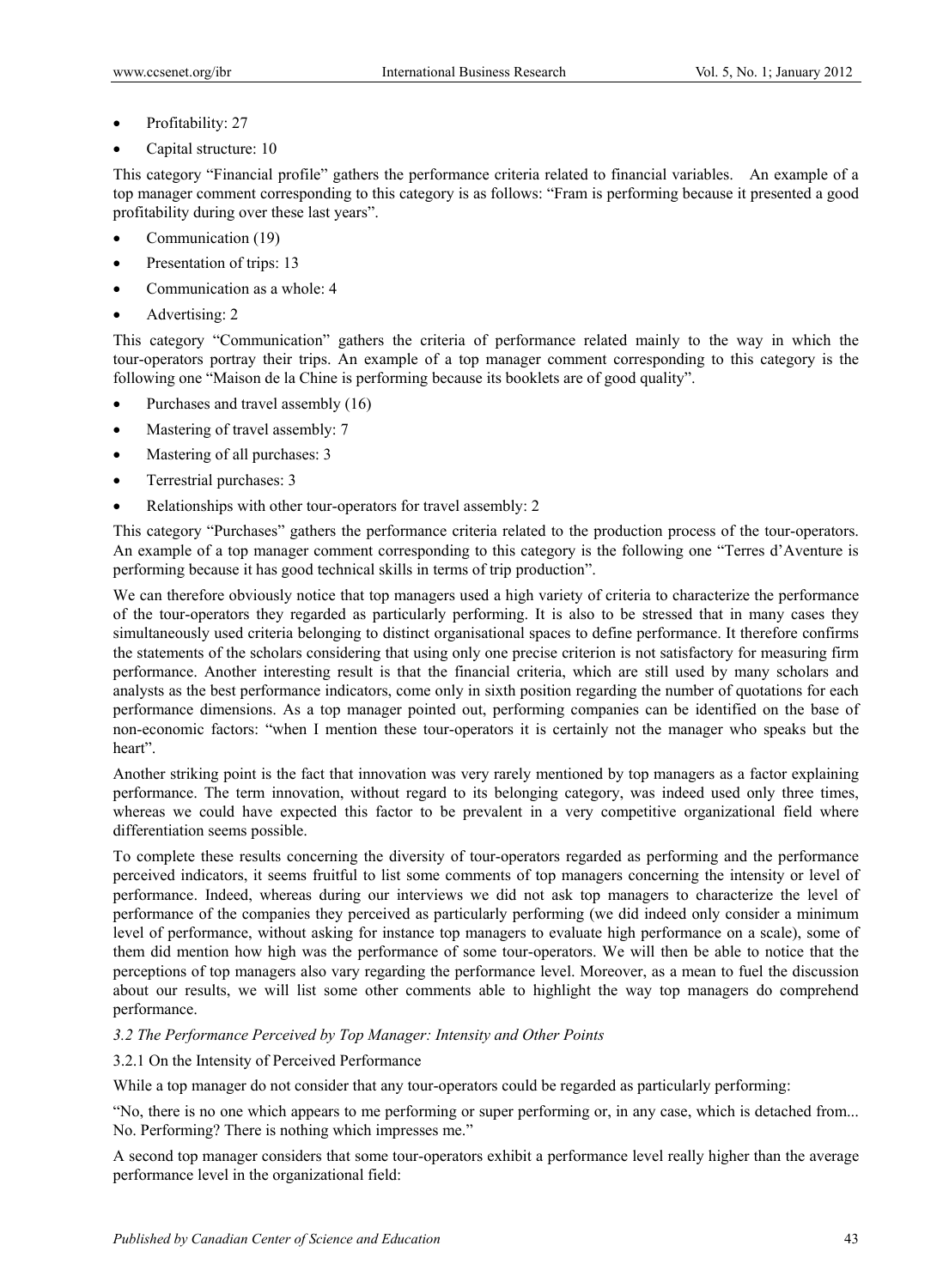- Profitability: 27
- Capital structure: 10

This category "Financial profile" gathers the performance criteria related to financial variables. An example of a top manager comment corresponding to this category is as follows: "Fram is performing because it presented a good profitability during over these last years".

- Communication (19)
- Presentation of trips: 13
- Communication as a whole: 4
- Advertising: 2

This category "Communication" gathers the criteria of performance related mainly to the way in which the tour-operators portray their trips. An example of a top manager comment corresponding to this category is the following one "Maison de la Chine is performing because its booklets are of good quality".

- Purchases and travel assembly (16)
- Mastering of travel assembly: 7
- Mastering of all purchases: 3
- Terrestrial purchases: 3
- Relationships with other tour-operators for travel assembly: 2

This category "Purchases" gathers the performance criteria related to the production process of the tour-operators. An example of a top manager comment corresponding to this category is the following one "Terres d'Aventure is performing because it has good technical skills in terms of trip production".

We can therefore obviously notice that top managers used a high variety of criteria to characterize the performance of the tour-operators they regarded as particularly performing. It is also to be stressed that in many cases they simultaneously used criteria belonging to distinct organisational spaces to define performance. It therefore confirms the statements of the scholars considering that using only one precise criterion is not satisfactory for measuring firm performance. Another interesting result is that the financial criteria, which are still used by many scholars and analysts as the best performance indicators, come only in sixth position regarding the number of quotations for each performance dimensions. As a top manager pointed out, performing companies can be identified on the base of non-economic factors: "when I mention these tour-operators it is certainly not the manager who speaks but the heart".

Another striking point is the fact that innovation was very rarely mentioned by top managers as a factor explaining performance. The term innovation, without regard to its belonging category, was indeed used only three times, whereas we could have expected this factor to be prevalent in a very competitive organizational field where differentiation seems possible.

To complete these results concerning the diversity of tour-operators regarded as performing and the performance perceived indicators, it seems fruitful to list some comments of top managers concerning the intensity or level of performance. Indeed, whereas during our interviews we did not ask top managers to characterize the level of performance of the companies they perceived as particularly performing (we did indeed only consider a minimum level of performance, without asking for instance top managers to evaluate high performance on a scale), some of them did mention how high was the performance of some tour-operators. We will then be able to notice that the perceptions of top managers also vary regarding the performance level. Moreover, as a mean to fuel the discussion about our results, we will list some other comments able to highlight the way top managers do comprehend performance.

### *3.2 The Performance Perceived by Top Manager: Intensity and Other Points*

#### 3.2.1 On the Intensity of Perceived Performance

While a top manager do not consider that any tour-operators could be regarded as particularly performing:

"No, there is no one which appears to me performing or super performing or, in any case, which is detached from... No. Performing? There is nothing which impresses me."

A second top manager considers that some tour-operators exhibit a performance level really higher than the average performance level in the organizational field: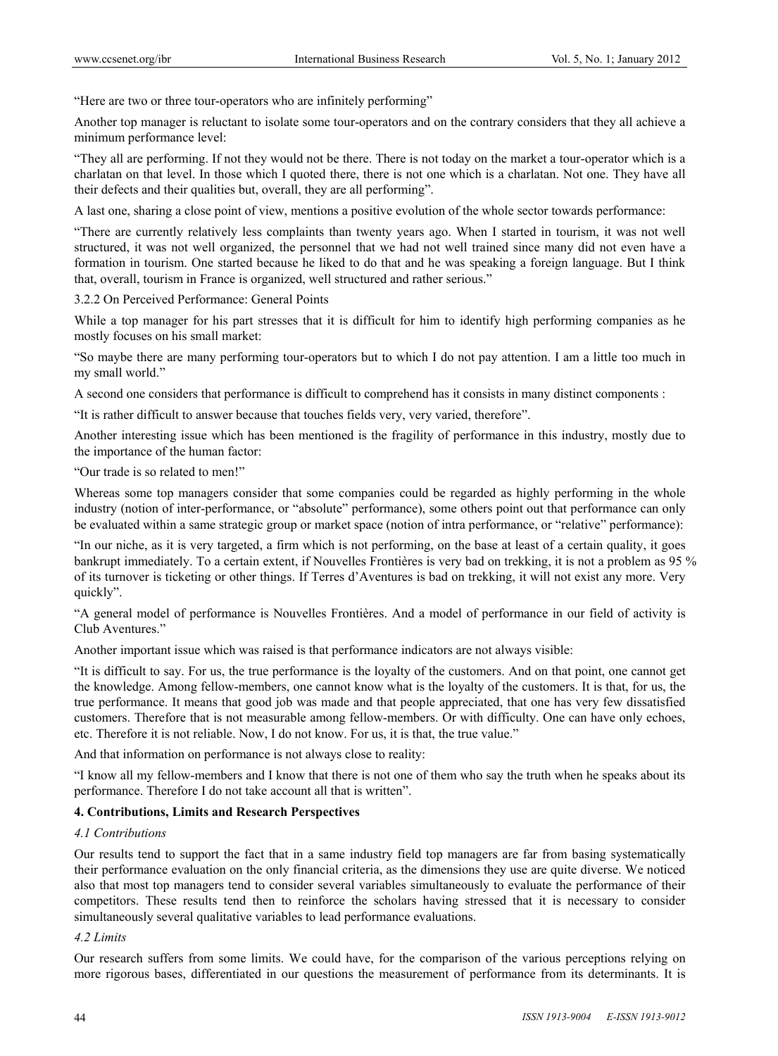"Here are two or three tour-operators who are infinitely performing"

Another top manager is reluctant to isolate some tour-operators and on the contrary considers that they all achieve a minimum performance level:

"They all are performing. If not they would not be there. There is not today on the market a tour-operator which is a charlatan on that level. In those which I quoted there, there is not one which is a charlatan. Not one. They have all their defects and their qualities but, overall, they are all performing".

A last one, sharing a close point of view, mentions a positive evolution of the whole sector towards performance:

"There are currently relatively less complaints than twenty years ago. When I started in tourism, it was not well structured, it was not well organized, the personnel that we had not well trained since many did not even have a formation in tourism. One started because he liked to do that and he was speaking a foreign language. But I think that, overall, tourism in France is organized, well structured and rather serious."

3.2.2 On Perceived Performance: General Points

While a top manager for his part stresses that it is difficult for him to identify high performing companies as he mostly focuses on his small market:

"So maybe there are many performing tour-operators but to which I do not pay attention. I am a little too much in my small world."

A second one considers that performance is difficult to comprehend has it consists in many distinct components :

"It is rather difficult to answer because that touches fields very, very varied, therefore".

Another interesting issue which has been mentioned is the fragility of performance in this industry, mostly due to the importance of the human factor:

"Our trade is so related to men!"

Whereas some top managers consider that some companies could be regarded as highly performing in the whole industry (notion of inter-performance, or "absolute" performance), some others point out that performance can only be evaluated within a same strategic group or market space (notion of intra performance, or "relative" performance):

"In our niche, as it is very targeted, a firm which is not performing, on the base at least of a certain quality, it goes bankrupt immediately. To a certain extent, if Nouvelles Frontières is very bad on trekking, it is not a problem as 95 % of its turnover is ticketing or other things. If Terres d'Aventures is bad on trekking, it will not exist any more. Very quickly".

"A general model of performance is Nouvelles Frontières. And a model of performance in our field of activity is Club Aventures."

Another important issue which was raised is that performance indicators are not always visible:

"It is difficult to say. For us, the true performance is the loyalty of the customers. And on that point, one cannot get the knowledge. Among fellow-members, one cannot know what is the loyalty of the customers. It is that, for us, the true performance. It means that good job was made and that people appreciated, that one has very few dissatisfied customers. Therefore that is not measurable among fellow-members. Or with difficulty. One can have only echoes, etc. Therefore it is not reliable. Now, I do not know. For us, it is that, the true value."

And that information on performance is not always close to reality:

"I know all my fellow-members and I know that there is not one of them who say the truth when he speaks about its performance. Therefore I do not take account all that is written".

## 4. Contributions, Limits and Research Perspectives

### *4.1 Contributions*

Our results tend to support the fact that in a same industry field top managers are far from basing systematically their performance evaluation on the only financial criteria, as the dimensions they use are quite diverse. We noticed also that most top managers tend to consider several variables simultaneously to evaluate the performance of their competitors. These results tend then to reinforce the scholars having stressed that it is necessary to consider simultaneously several qualitative variables to lead performance evaluations.

### *4.2 Limits*

Our research suffers from some limits. We could have, for the comparison of the various perceptions relying on more rigorous bases, differentiated in our questions the measurement of performance from its determinants. It is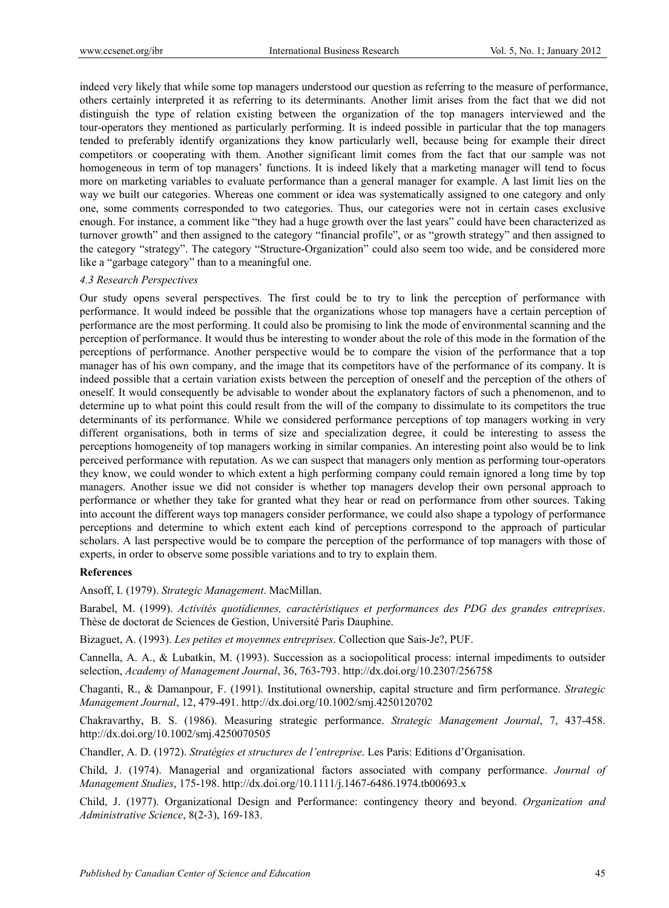indeed very likely that while some top managers understood our question as referring to the measure of performance, others certainly interpreted it as referring to its determinants. Another limit arises from the fact that we did not distinguish the type of relation existing between the organization of the top managers interviewed and the tour-operators they mentioned as particularly performing. It is indeed possible in particular that the top managers tended to preferably identify organizations they know particularly well, because being for example their direct competitors or cooperating with them. Another significant limit comes from the fact that our sample was not homogeneous in term of top managers' functions. It is indeed likely that a marketing manager will tend to focus more on marketing variables to evaluate performance than a general manager for example. A last limit lies on the way we built our categories. Whereas one comment or idea was systematically assigned to one category and only one, some comments corresponded to two categories. Thus, our categories were not in certain cases exclusive enough. For instance, a comment like "they had a huge growth over the last years" could have been characterized as turnover growth" and then assigned to the category "financial profile", or as "growth strategy" and then assigned to the category "strategy". The category "Structure-Organization" could also seem too wide, and be considered more like a "garbage category" than to a meaningful one.

### *4.3 Research Perspectives*

Our study opens several perspectives. The first could be to try to link the perception of performance with performance. It would indeed be possible that the organizations whose top managers have a certain perception of performance are the most performing. It could also be promising to link the mode of environmental scanning and the perception of performance. It would thus be interesting to wonder about the role of this mode in the formation of the perceptions of performance. Another perspective would be to compare the vision of the performance that a top manager has of his own company, and the image that its competitors have of the performance of its company. It is indeed possible that a certain variation exists between the perception of oneself and the perception of the others of oneself. It would consequently be advisable to wonder about the explanatory factors of such a phenomenon, and to determine up to what point this could result from the will of the company to dissimulate to its competitors the true determinants of its performance. While we considered performance perceptions of top managers working in very different organisations, both in terms of size and specialization degree, it could be interesting to assess the perceptions homogeneity of top managers working in similar companies. An interesting point also would be to link perceived performance with reputation. As we can suspect that managers only mention as performing tour-operators they know, we could wonder to which extent a high performing company could remain ignored a long time by top managers. Another issue we did not consider is whether top managers develop their own personal approach to performance or whether they take for granted what they hear or read on performance from other sources. Taking into account the different ways top managers consider performance, we could also shape a typology of performance perceptions and determine to which extent each kind of perceptions correspond to the approach of particular scholars. A last perspective would be to compare the perception of the performance of top managers with those of experts, in order to observe some possible variations and to try to explain them.

## References

Ansoff, I. (1979). *Strategic Management*. MacMillan.

Barabel, M. (1999). *Activités quotidiennes, caractéristiques et performances des PDG des grandes entreprises*. Thèse de doctorat de Sciences de Gestion, Université Paris Dauphine.

Bizaguet, A. (1993). *Les petites et moyennes entreprises*. Collection que Sais-Je?, PUF.

Cannella, A. A., & Lubatkin, M. (1993). Succession as a sociopolitical process: internal impediments to outsider selection, *Academy of Management Journal*, 36, 763-793. http://dx.doi.org/10.2307/256758

Chaganti, R., & Damanpour, F. (1991). Institutional ownership, capital structure and firm performance. *Strategic Management Journal*, 12, 479-491. http://dx.doi.org/10.1002/smj.4250120702

Chakravarthy, B. S. (1986). Measuring strategic performance. *Strategic Management Journal*, 7, 437-458. http://dx.doi.org/10.1002/smj.4250070505

Chandler, A. D. (1972). *Stratégies et structures de l'entreprise*. Les Paris: Editions d'Organisation.

Child, J. (1974). Managerial and organizational factors associated with company performance. *Journal of Management Studies*, 175-198. http://dx.doi.org/10.1111/j.1467-6486.1974.tb00693.x

Child, J. (1977). Organizational Design and Performance: contingency theory and beyond. *Organization and Administrative Science*, 8(2-3), 169-183.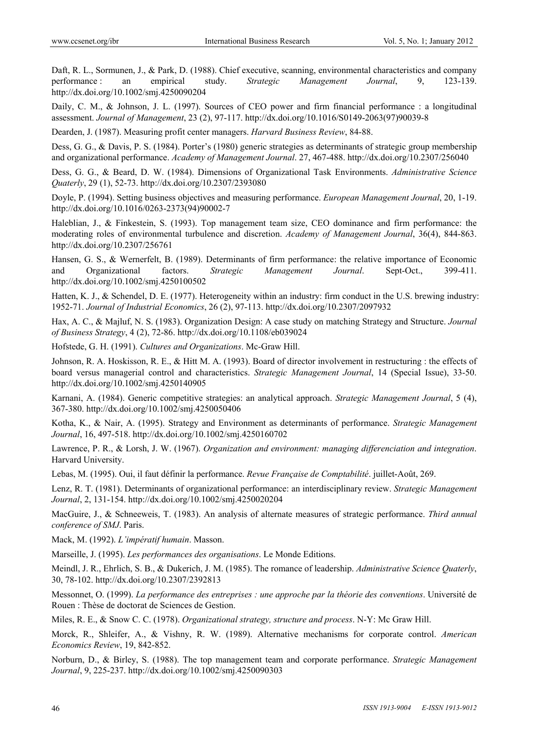Daft, R. L., Sormunen, J., & Park, D. (1988). Chief executive, scanning, environmental characteristics and company performance : an empirical study. *Strategic Management Journal*, 9, 123-139. http://dx.doi.org/10.1002/smj.4250090204

Daily, C. M., & Johnson, J. L. (1997). Sources of CEO power and firm financial performance : a longitudinal assessment. *Journal of Management*, 23 (2), 97-117. http://dx.doi.org/10.1016/S0149-2063(97)90039-8

Dearden, J. (1987). Measuring profit center managers. *Harvard Business Review*, 84-88.

Dess, G. G., & Davis, P. S. (1984). Porter's (1980) generic strategies as determinants of strategic group membership and organizational performance. *Academy of Management Journal*. 27, 467-488. http://dx.doi.org/10.2307/256040

Dess, G. G., & Beard, D. W. (1984). Dimensions of Organizational Task Environments. *Administrative Science Quaterly*, 29 (1), 52-73. http://dx.doi.org/10.2307/2393080

Doyle, P. (1994). Setting business objectives and measuring performance. *European Management Journal*, 20, 1-19. http://dx.doi.org/10.1016/0263-2373(94)90002-7

Haleblian, J., & Finkestein, S. (1993). Top management team size, CEO dominance and firm performance: the moderating roles of environmental turbulence and discretion. *Academy of Management Journal*, 36(4), 844-863. http://dx.doi.org/10.2307/256761

Hansen, G. S., & Wernerfelt, B. (1989). Determinants of firm performance: the relative importance of Economic and Organizational factors. *Strategic Management Journal*. Sept-Oct., 399-411. http://dx.doi.org/10.1002/smj.4250100502

Hatten, K. J., & Schendel, D. E. (1977). Heterogeneity within an industry: firm conduct in the U.S. brewing industry: 1952-71. *Journal of Industrial Economics*, 26 (2), 97-113. http://dx.doi.org/10.2307/2097932

Hax, A. C., & Majluf, N. S. (1983). Organization Design: A case study on matching Strategy and Structure. *Journal of Business Strategy*, 4 (2), 72-86. http://dx.doi.org/10.1108/eb039024

Hofstede, G. H. (1991). *Cultures and Organizations*. Mc-Graw Hill.

Johnson, R. A. Hoskisson, R. E., & Hitt M. A. (1993). Board of director involvement in restructuring : the effects of board versus managerial control and characteristics. *Strategic Management Journal*, 14 (Special Issue), 33-50. http://dx.doi.org/10.1002/smj.4250140905

Karnani, A. (1984). Generic competitive strategies: an analytical approach. *Strategic Management Journal*, 5 (4), 367-380. http://dx.doi.org/10.1002/smj.4250050406

Kotha, K., & Nair, A. (1995). Strategy and Environment as determinants of performance. *Strategic Management Journal*, 16, 497-518. http://dx.doi.org/10.1002/smj.4250160702

Lawrence, P. R., & Lorsh, J. W. (1967). *Organization and environment: managing differenciation and integration*. Harvard University.

Lebas, M. (1995). Oui, il faut définir la performance. *Revue Française de Comptabilité*. juillet-Août, 269.

Lenz, R. T. (1981). Determinants of organizational performance: an interdisciplinary review. *Strategic Management Journal*, 2, 131-154. http://dx.doi.org/10.1002/smj.4250020204

MacGuire, J., & Schneeweis, T. (1983). An analysis of alternate measures of strategic performance. *Third annual conference of SMJ*. Paris.

Mack, M. (1992). *L'impératif humain*. Masson.

Marseille, J. (1995). *Les performances des organisations*. Le Monde Editions.

Meindl, J. R., Ehrlich, S. B., & Dukerich, J. M. (1985). The romance of leadership. *Administrative Science Quaterly*, 30, 78-102. http://dx.doi.org/10.2307/2392813

Messonnet, O. (1999). *La performance des entreprises : une approche par la théorie des conventions*. Université de Rouen : Thèse de doctorat de Sciences de Gestion.

Miles, R. E., & Snow C. C. (1978). *Organizational strategy, structure and process*. N-Y: Mc Graw Hill.

Morck, R., Shleifer, A., & Vishny, R. W. (1989). Alternative mechanisms for corporate control. *American Economics Review*, 19, 842-852.

Norburn, D., & Birley, S. (1988). The top management team and corporate performance. *Strategic Management Journal*, 9, 225-237. http://dx.doi.org/10.1002/smj.4250090303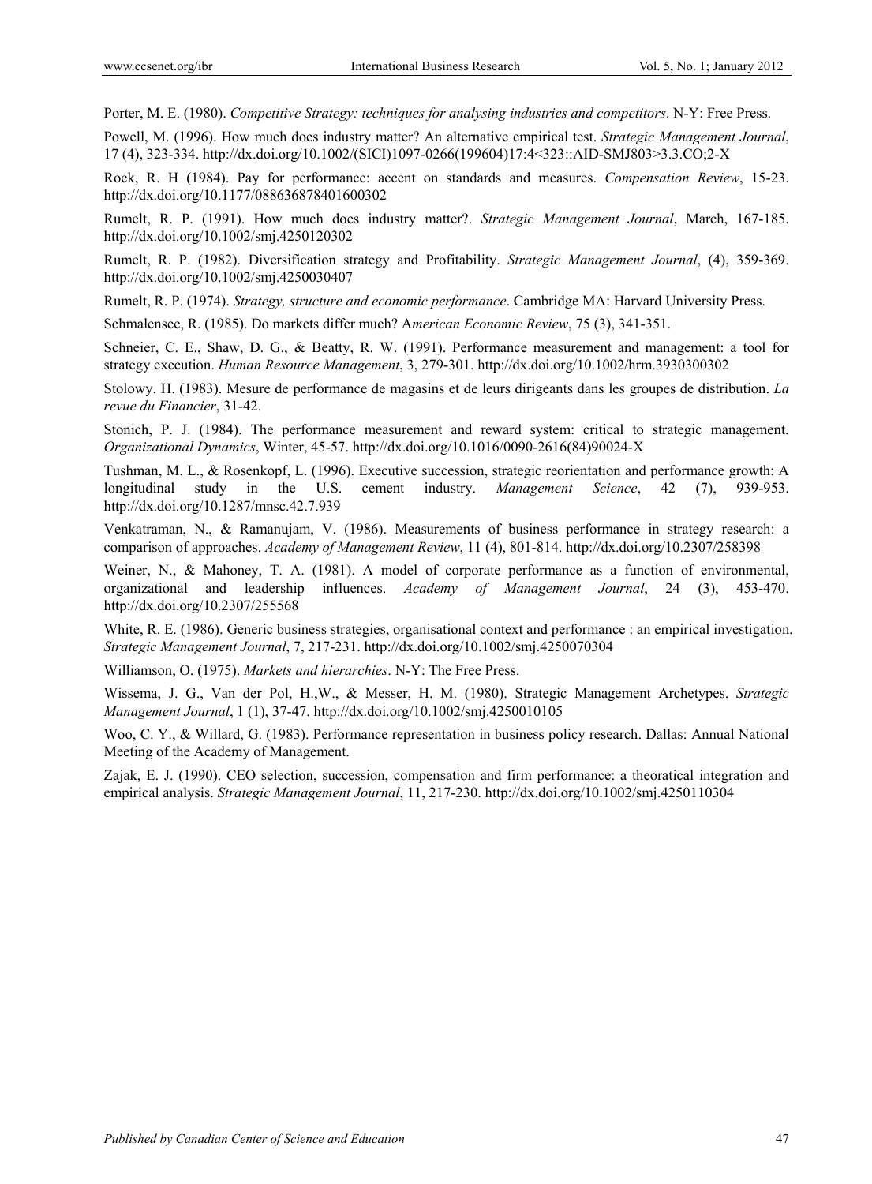Porter, M. E. (1980). *Competitive Strategy: techniques for analysing industries and competitors*. N-Y: Free Press.

Powell, M. (1996). How much does industry matter? An alternative empirical test. *Strategic Management Journal*, 17 (4), 323-334. http://dx.doi.org/10.1002/(SICI)1097-0266(199604)17:4<323::AID-SMJ803>3.3.CO;2-X

Rock, R. H (1984). Pay for performance: accent on standards and measures. *Compensation Review*, 15-23. http://dx.doi.org/10.1177/088636878401600302

Rumelt, R. P. (1991). How much does industry matter?. *Strategic Management Journal*, March, 167-185. http://dx.doi.org/10.1002/smj.4250120302

Rumelt, R. P. (1982). Diversification strategy and Profitability. *Strategic Management Journal*, (4), 359-369. http://dx.doi.org/10.1002/smj.4250030407

Rumelt, R. P. (1974). *Strategy, structure and economic performance*. Cambridge MA: Harvard University Press.

Schmalensee, R. (1985). Do markets differ much? A*merican Economic Review*, 75 (3), 341-351.

Schneier, C. E., Shaw, D. G., & Beatty, R. W. (1991). Performance measurement and management: a tool for strategy execution. *Human Resource Management*, 3, 279-301. http://dx.doi.org/10.1002/hrm.3930300302

Stolowy. H. (1983). Mesure de performance de magasins et de leurs dirigeants dans les groupes de distribution. *La revue du Financier*, 31-42.

Stonich, P. J. (1984). The performance measurement and reward system: critical to strategic management. *Organizational Dynamics*, Winter, 45-57. http://dx.doi.org/10.1016/0090-2616(84)90024-X

Tushman, M. L., & Rosenkopf, L. (1996). Executive succession, strategic reorientation and performance growth: A longitudinal study in the U.S. cement industry. *Management Science*, 42 (7), 939-953. http://dx.doi.org/10.1287/mnsc.42.7.939

Venkatraman, N., & Ramanujam, V. (1986). Measurements of business performance in strategy research: a comparison of approaches. *Academy of Management Review*, 11 (4), 801-814. http://dx.doi.org/10.2307/258398

Weiner, N., & Mahoney, T. A. (1981). A model of corporate performance as a function of environmental, organizational and leadership influences. *Academy of Management Journal*, 24 (3), 453-470. http://dx.doi.org/10.2307/255568

White, R. E. (1986). Generic business strategies, organisational context and performance : an empirical investigation. *Strategic Management Journal*, 7, 217-231. http://dx.doi.org/10.1002/smj.4250070304

Williamson, O. (1975). *Markets and hierarchies*. N-Y: The Free Press.

Wissema, J. G., Van der Pol, H.,W., & Messer, H. M. (1980). Strategic Management Archetypes. *Strategic Management Journal*, 1 (1), 37-47. http://dx.doi.org/10.1002/smj.4250010105

Woo, C. Y., & Willard, G. (1983). Performance representation in business policy research. Dallas: Annual National Meeting of the Academy of Management.

Zajak, E. J. (1990). CEO selection, succession, compensation and firm performance: a theoratical integration and empirical analysis. *Strategic Management Journal*, 11, 217-230. http://dx.doi.org/10.1002/smj.4250110304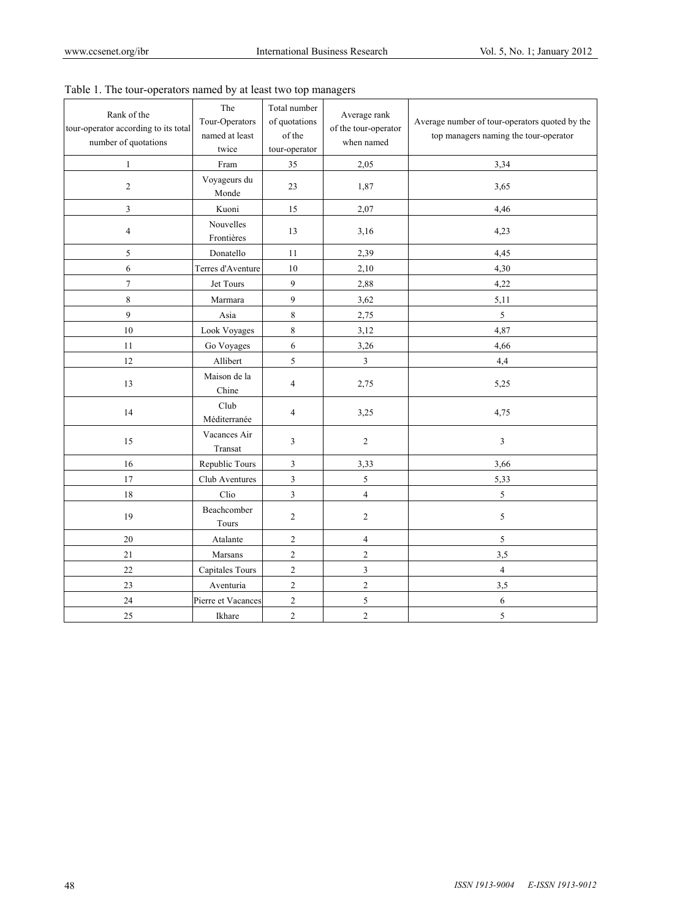Table 1. The tour-operators named by at least two top managers

| Rank of the tour-operator according to its total number of quotations | The Tour-Operators named at least twice | Total number of quotations of the tour-operator | Average rank of the tour-operator when named | Average number of tour-operators quoted by the top managers naming the tour-operator |
|---|---|---|---|---|
| 1 | Fram | 35 | 2,05 | 3,34 |
| 2 | Voyageurs du Monde | 23 | 1,87 | 3,65 |
| 3 | Kuoni | 15 | 2,07 | 4,46 |
| 4 | Nouvelles Frontières | 13 | 3,16 | 4,23 |
| 5 | Donatello | 11 | 2,39 | 4,45 |
| 6 | Terres d'Aventure | 10 | 2,10 | 4,30 |
| 7 | Jet Tours | 9 | 2,88 | 4,22 |
| 8 | Marmara | 9 | 3,62 | 5,11 |
| 9 | Asia | 8 | 2,75 | 5 |
| 10 | Look Voyages | 8 | 3,12 | 4,87 |
| 11 | Go Voyages | 6 | 3,26 | 4,66 |
| 12 | Allibert | 5 | 3 | 4,4 |
| 13 | Maison de la Chine | 4 | 2,75 | 5,25 |
| 14 | Club Méditerranée | 4 | 3,25 | 4,75 |
| 15 | Vacances Air Transat | 3 | 2 | 3 |
| 16 | Republic Tours | 3 | 3,33 | 3,66 |
| 17 | Club Aventures | 3 | 5 | 5,33 |
| 18 | Clio | 3 | 4 | 5 |
| 19 | Beachcomber Tours | 2 | 2 | 5 |
| 20 | Atalante | 2 | 4 | 5 |
| 21 | Marsans | 2 | 2 | 3,5 |
| 22 | Capitales Tours | 2 | 3 | 4 |
| 23 | Aventuria | 2 | 2 | 3,5 |
| 24 | Pierre et Vacances | 2 | 5 | 6 |
| 25 | Ikhare | 2 | 2 | 5 |